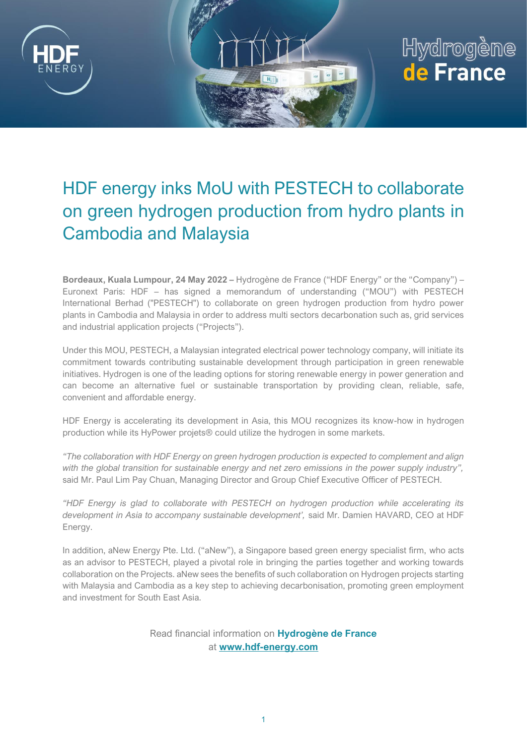# HDF energy inks MoU with PESTECH to collaborate on green hydrogen production from hydro plants in Cambodia and Malaysia

**Bordeaux, Kuala Lumpour, 24 May 2022 –** Hydrogène de France ("HDF Energy" or the "Company") – Euronext Paris: HDF – has signed a memorandum of understanding ("MOU") with PESTECH International Berhad ("PESTECH") to collaborate on green hydrogen production from hydro power plants in Cambodia and Malaysia in order to address multi sectors decarbonation such as, grid services and industrial application projects ("Projects").

Under this MOU, PESTECH, a Malaysian integrated electrical power technology company, will initiate its commitment towards contributing sustainable development through participation in green renewable initiatives. Hydrogen is one of the leading options for storing renewable energy in power generation and can become an alternative fuel or sustainable transportation by providing clean, reliable, safe, convenient and affordable energy.

HDF Energy is accelerating its development in Asia, this MOU recognizes its know-how in hydrogen production while its HyPower projets® could utilize the hydrogen in some markets.

*"The collaboration with HDF Energy on green hydrogen production is expected to complement and align with the global transition for sustainable energy and net zero emissions in the power supply industry",* said Mr. Paul Lim Pay Chuan, Managing Director and Group Chief Executive Officer of PESTECH.

*"HDF Energy is glad to collaborate with PESTECH on hydrogen production while accelerating its development in Asia to accompany sustainable development',* said Mr. Damien HAVARD, CEO at HDF Energy.

In addition, aNew Energy Pte. Ltd. ("aNew"), a Singapore based green energy specialist firm, who acts as an advisor to PESTECH, played a pivotal role in bringing the parties together and working towards collaboration on the Projects. aNew sees the benefits of such collaboration on Hydrogen projects starting with Malaysia and Cambodia as a key step to achieving decarbonisation, promoting green employment and investment for South East Asia.

Read financial information on **Hydrogène de France**
at **www.hdf-energy.com**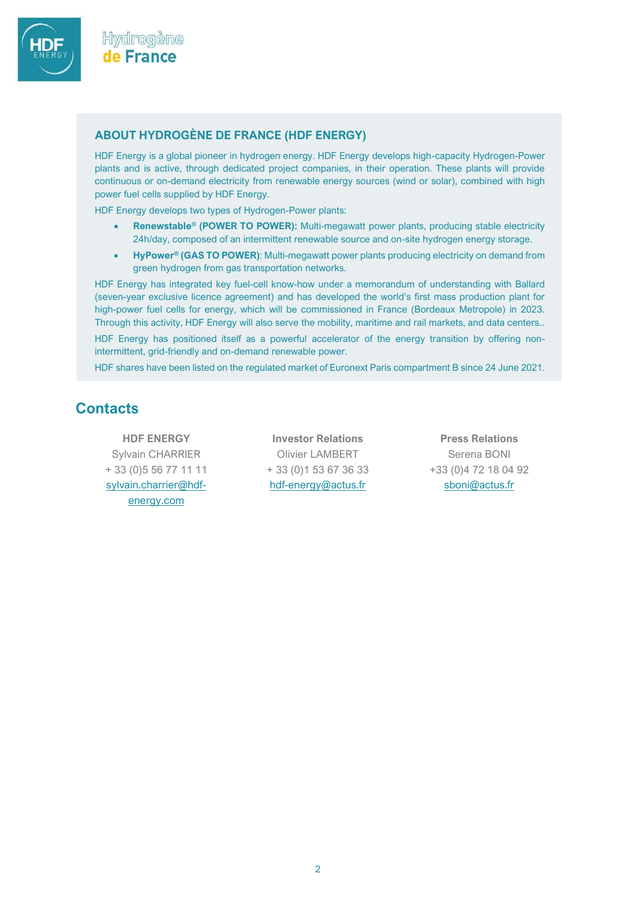## ABOUT HYDROGÈNE DE FRANCE (HDF ENERGY)

HDF Energy is a global pioneer in hydrogen energy. HDF Energy develops high-capacity Hydrogen-Power plants and is active, through dedicated project companies, in their operation. These plants will provide continuous or on-demand electricity from renewable energy sources (wind or solar), combined with high power fuel cells supplied by HDF Energy.

HDF Energy develops two types of Hydrogen-Power plants:

- **Renewstable® (POWER TO POWER):** Multi-megawatt power plants, producing stable electricity 24h/day, composed of an intermittent renewable source and on-site hydrogen energy storage.
- **HyPower® (GAS TO POWER)**: Multi-megawatt power plants producing electricity on demand from green hydrogen from gas transportation networks.

HDF Energy has integrated key fuel-cell know-how under a memorandum of understanding with Ballard (seven-year exclusive licence agreement) and has developed the world's first mass production plant for high-power fuel cells for energy, which will be commissioned in France (Bordeaux Metropole) in 2023. Through this activity, HDF Energy will also serve the mobility, maritime and rail markets, and data centers..

HDF Energy has positioned itself as a powerful accelerator of the energy transition by offering non-intermittent, grid-friendly and on-demand renewable power.

HDF shares have been listed on the regulated market of Euronext Paris compartment B since 24 June 2021.

## Contacts

**HDF ENERGY**
Sylvain CHARRIER
+ 33 (0)5 56 77 11 11
sylvain.charrier@hdf-energy.com

**Investor Relations**
Olivier LAMBERT
+ 33 (0)1 53 67 36 33
hdf-energy@actus.fr

**Press Relations**
Serena BONI
+33 (0)4 72 18 04 92
sboni@actus.fr